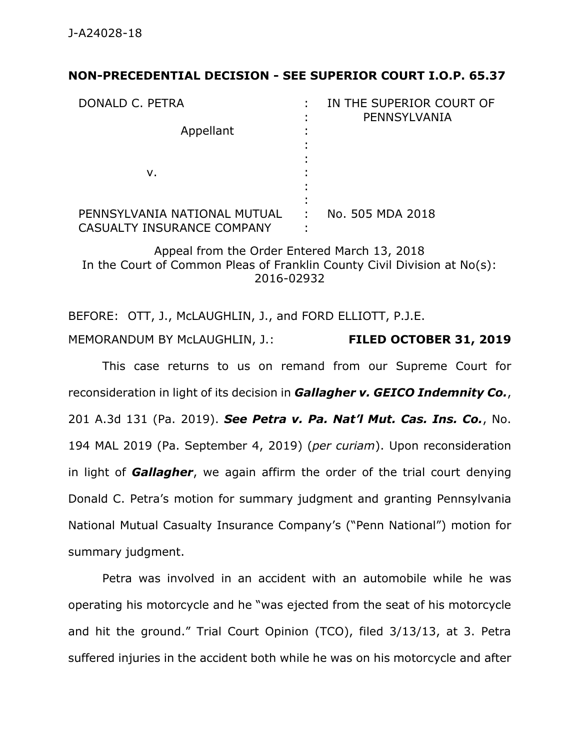J-A24028-18

**NON-PRECEDENTIAL DECISION - SEE SUPERIOR COURT I.O.P. 65.37**

| | | |
|---|---|---|
| DONALD C. PETRA<br><br>Appellant<br><br>v.<br><br>PENNSYLVANIA NATIONAL MUTUAL CASUALTY INSURANCE COMPANY | : | IN THE SUPERIOR COURT OF PENNSYLVANIA<br><br><br><br><br><br>No. 505 MDA 2018 |

Appeal from the Order Entered March 13, 2018
In the Court of Common Pleas of Franklin County Civil Division at No(s): 2016-02932

BEFORE: OTT, J., McLAUGHLIN, J., and FORD ELLIOTT, P.J.E.

MEMORANDUM BY McLAUGHLIN, J.: **FILED OCTOBER 31, 2019**

This case returns to us on remand from our Supreme Court for reconsideration in light of its decision in ***Gallagher v. GEICO Indemnity Co.***, 201 A.3d 131 (Pa. 2019). ***See Petra v. Pa. Nat'l Mut. Cas. Ins. Co.***, No. 194 MAL 2019 (Pa. September 4, 2019) (*per curiam*). Upon reconsideration in light of ***Gallagher***, we again affirm the order of the trial court denying Donald C. Petra's motion for summary judgment and granting Pennsylvania National Mutual Casualty Insurance Company's ("Penn National") motion for summary judgment.

Petra was involved in an accident with an automobile while he was operating his motorcycle and he "was ejected from the seat of his motorcycle and hit the ground." Trial Court Opinion (TCO), filed 3/13/13, at 3. Petra suffered injuries in the accident both while he was on his motorcycle and after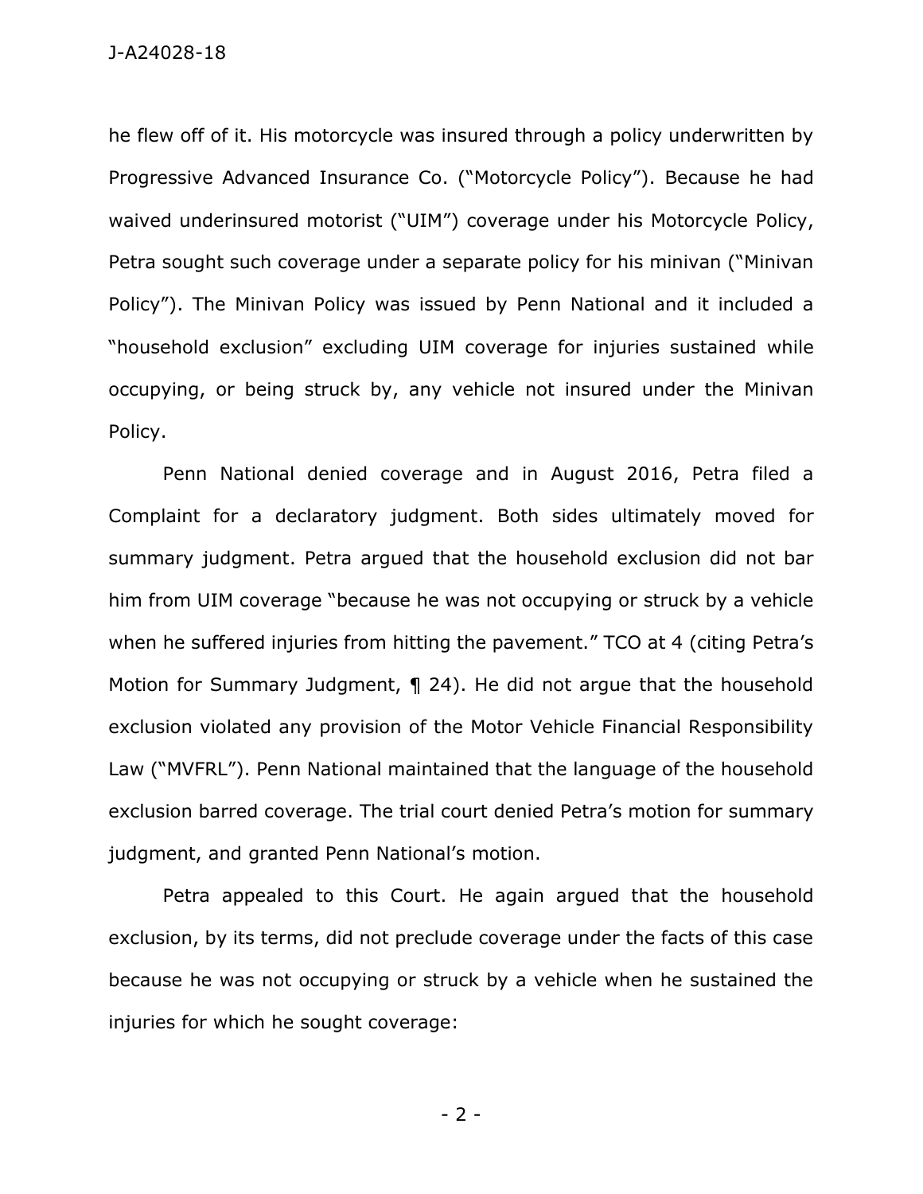he flew off of it. His motorcycle was insured through a policy underwritten by Progressive Advanced Insurance Co. ("Motorcycle Policy"). Because he had waived underinsured motorist ("UIM") coverage under his Motorcycle Policy, Petra sought such coverage under a separate policy for his minivan ("Minivan Policy"). The Minivan Policy was issued by Penn National and it included a "household exclusion" excluding UIM coverage for injuries sustained while occupying, or being struck by, any vehicle not insured under the Minivan Policy.

Penn National denied coverage and in August 2016, Petra filed a Complaint for a declaratory judgment. Both sides ultimately moved for summary judgment. Petra argued that the household exclusion did not bar him from UIM coverage "because he was not occupying or struck by a vehicle when he suffered injuries from hitting the pavement." TCO at 4 (citing Petra's Motion for Summary Judgment, ¶ 24). He did not argue that the household exclusion violated any provision of the Motor Vehicle Financial Responsibility Law ("MVFRL"). Penn National maintained that the language of the household exclusion barred coverage. The trial court denied Petra's motion for summary judgment, and granted Penn National's motion.

Petra appealed to this Court. He again argued that the household exclusion, by its terms, did not preclude coverage under the facts of this case because he was not occupying or struck by a vehicle when he sustained the injuries for which he sought coverage: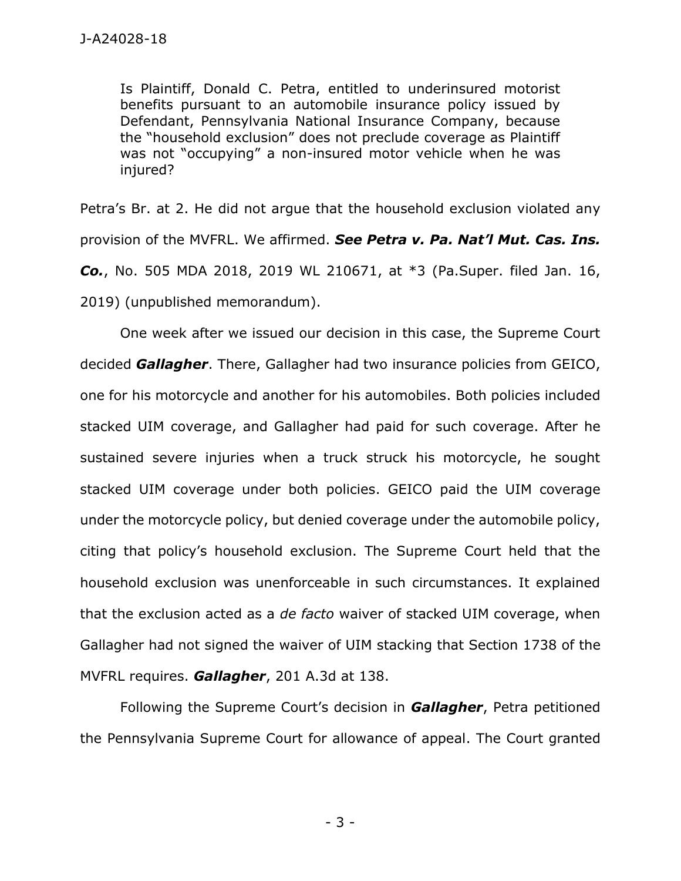> Is Plaintiff, Donald C. Petra, entitled to underinsured motorist benefits pursuant to an automobile insurance policy issued by Defendant, Pennsylvania National Insurance Company, because the "household exclusion" does not preclude coverage as Plaintiff was not "occupying" a non-insured motor vehicle when he was injured?

Petra's Br. at 2. He did not argue that the household exclusion violated any provision of the MVFRL. We affirmed. ***See Petra v. Pa. Nat'l Mut. Cas. Ins. Co.***, No. 505 MDA 2018, 2019 WL 210671, at \*3 (Pa.Super. filed Jan. 16, 2019) (unpublished memorandum).

One week after we issued our decision in this case, the Supreme Court decided ***Gallagher***. There, Gallagher had two insurance policies from GEICO, one for his motorcycle and another for his automobiles. Both policies included stacked UIM coverage, and Gallagher had paid for such coverage. After he sustained severe injuries when a truck struck his motorcycle, he sought stacked UIM coverage under both policies. GEICO paid the UIM coverage under the motorcycle policy, but denied coverage under the automobile policy, citing that policy's household exclusion. The Supreme Court held that the household exclusion was unenforceable in such circumstances. It explained that the exclusion acted as a *de facto* waiver of stacked UIM coverage, when Gallagher had not signed the waiver of UIM stacking that Section 1738 of the MVFRL requires. ***Gallagher***, 201 A.3d at 138.

Following the Supreme Court's decision in ***Gallagher***, Petra petitioned the Pennsylvania Supreme Court for allowance of appeal. The Court granted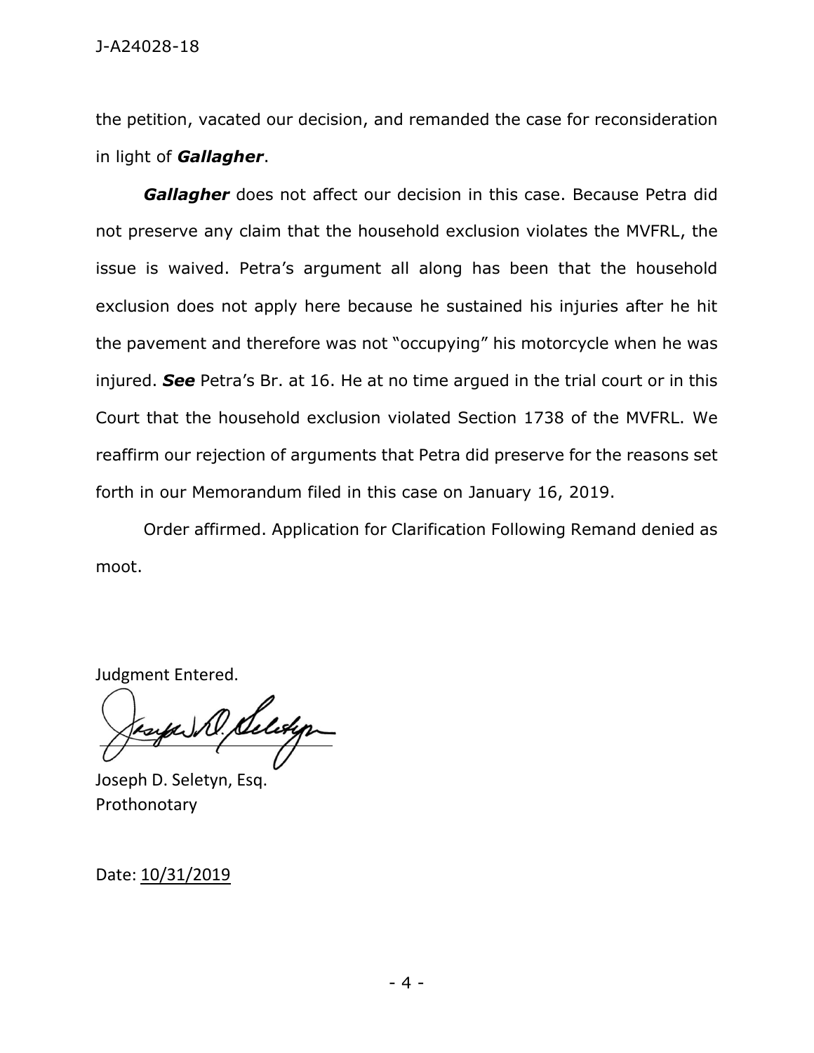the petition, vacated our decision, and remanded the case for reconsideration in light of ***Gallagher***.

***Gallagher*** does not affect our decision in this case. Because Petra did not preserve any claim that the household exclusion violates the MVFRL, the issue is waived. Petra's argument all along has been that the household exclusion does not apply here because he sustained his injuries after he hit the pavement and therefore was not "occupying" his motorcycle when he was injured. ***See*** Petra's Br. at 16. He at no time argued in the trial court or in this Court that the household exclusion violated Section 1738 of the MVFRL. We reaffirm our rejection of arguments that Petra did preserve for the reasons set forth in our Memorandum filed in this case on January 16, 2019.

Order affirmed. Application for Clarification Following Remand denied as moot.

Judgment Entered.

Joseph D. Seletyn, Esq.
Prothonotary

Date: 10/31/2019